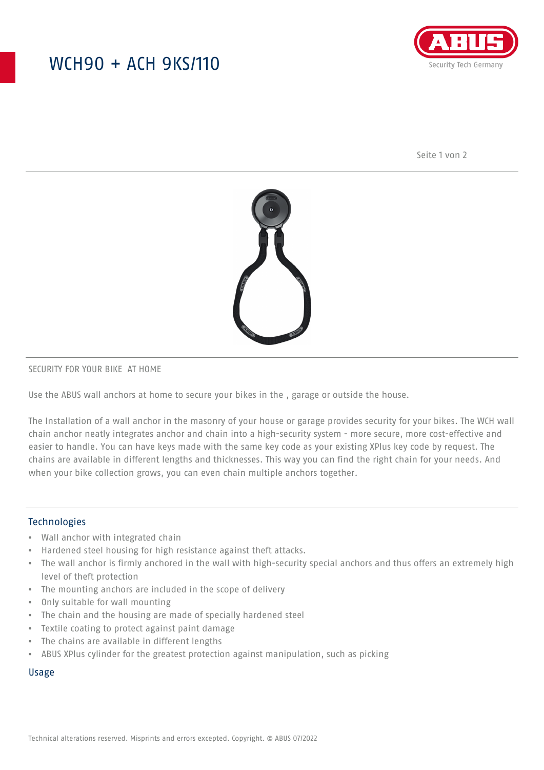# WCH90 + ACH 9KS/110

SECURITY FOR YOUR BIKE  AT HOME

Use the ABUS wall anchors at home to secure your bikes in the , garage or outside the house.

The Installation of a wall anchor in the masonry of your house or garage provides security for your bikes. The WCH wall chain anchor neatly integrates anchor and chain into a high-security system - more secure, more cost-effective and easier to handle. You can have keys made with the same key code as your existing XPlus key code by request. The chains are available in different lengths and thicknesses. This way you can find the right chain for your needs. And when your bike collection grows, you can even chain multiple anchors together.

## Technologies

- Wall anchor with integrated chain
- Hardened steel housing for high resistance against theft attacks.
- The wall anchor is firmly anchored in the wall with high-security special anchors and thus offers an extremely high level of theft protection
- The mounting anchors are included in the scope of delivery
- Only suitable for wall mounting
- The chain and the housing are made of specially hardened steel
- Textile coating to protect against paint damage
- The chains are available in different lengths
- ABUS XPlus cylinder for the greatest protection against manipulation, such as picking

## Usage

Technical alterations reserved. Misprints and errors excepted. Copyright. © ABUS 07/2022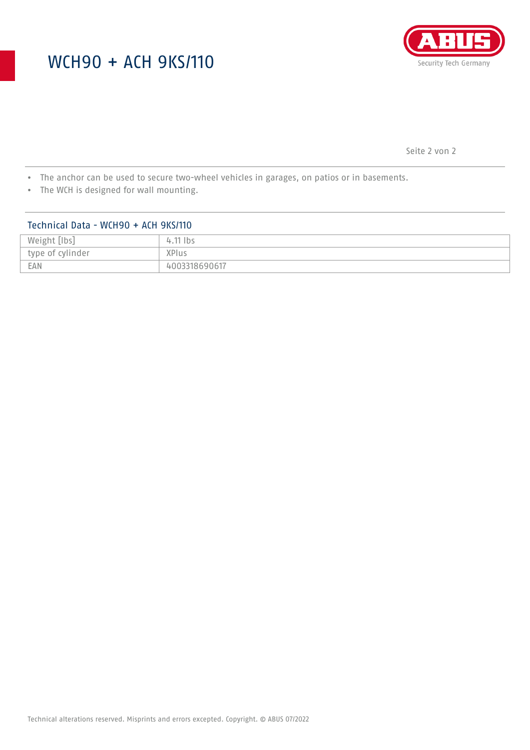- The anchor can be used to secure two-wheel vehicles in garages, on patios or in basements.
- The WCH is designed for wall mounting.

## Technical Data - WCH90 + ACH 9KS/110

| | |
|---|---|
| Weight [lbs] | 4.11 lbs |
| type of cylinder | XPlus |
| EAN | 4003318690617 |

Technical alterations reserved. Misprints and errors excepted. Copyright. © ABUS 07/2022